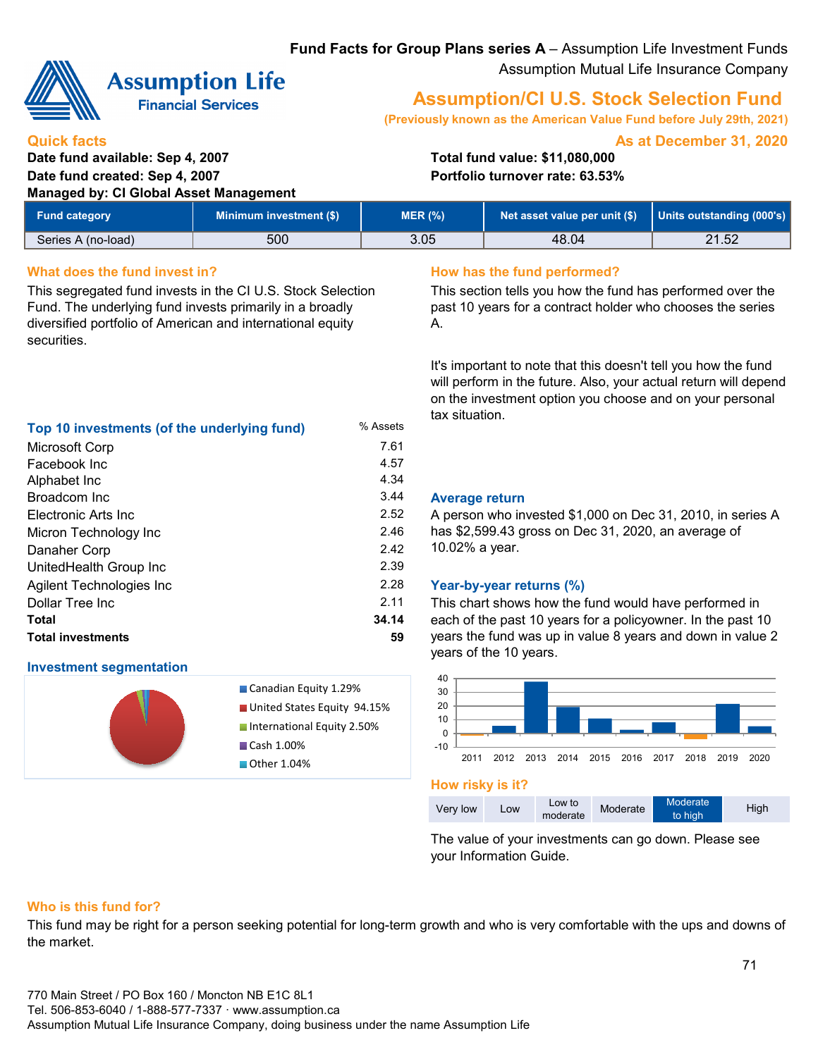**Fund Facts for Group Plans series A** – Assumption Life Investment Funds
Assumption Mutual Life Insurance Company

Assumption Life Financial Services

# Assumption/CI U.S. Stock Selection Fund

**(Previously known as the American Value Fund before July 29th, 2021)**

## Quick facts

**As at December 31, 2020**

**Date fund available: Sep 4, 2007**
**Date fund created: Sep 4, 2007**
**Managed by: CI Global Asset Management**
**Total fund value: $11,080,000**
**Portfolio turnover rate: 63.53%**

| Fund category | Minimum investment ($) | MER (%) | Net asset value per unit ($) | Units outstanding (000's) |
|---|---|---|---|---|
| Series A (no-load) | 500 | 3.05 | 48.04 | 21.52 |

## What does the fund invest in?

This segregated fund invests in the CI U.S. Stock Selection Fund. The underlying fund invests primarily in a broadly diversified portfolio of American and international equity securities.

### Top 10 investments (of the underlying fund)

| | % Assets |
|---|---|
| Microsoft Corp | 7.61 |
| Facebook Inc | 4.57 |
| Alphabet Inc | 4.34 |
| Broadcom Inc | 3.44 |
| Electronic Arts Inc | 2.52 |
| Micron Technology Inc | 2.46 |
| Danaher Corp | 2.42 |
| UnitedHealth Group Inc | 2.39 |
| Agilent Technologies Inc | 2.28 |
| Dollar Tree Inc | 2.11 |
| **Total** | **34.14** |
| **Total investments** | **59** |

### Investment segmentation

- Canadian Equity 1.29%
- United States Equity 94.15%
- International Equity 2.50%
- Cash 1.00%
- Other 1.04%

## How has the fund performed?

This section tells you how the fund has performed over the past 10 years for a contract holder who chooses the series A.

It's important to note that this doesn't tell you how the fund will perform in the future. Also, your actual return will depend on the investment option you choose and on your personal tax situation.

### Average return

A person who invested $1,000 on Dec 31, 2010, in series A has $2,599.43 gross on Dec 31, 2020, an average of 10.02% a year.

### Year-by-year returns (%)

This chart shows how the fund would have performed in each of the past 10 years for a policyowner. In the past 10 years the fund was up in value 8 years and down in value 2 years of the 10 years.

## How risky is it?

| Very low | Low | Low to moderate | Moderate | **Moderate to high** | High |
|---|---|---|---|---|---|

The value of your investments can go down. Please see your Information Guide.

## Who is this fund for?

This fund may be right for a person seeking potential for long-term growth and who is very comfortable with the ups and downs of the market.

770 Main Street / PO Box 160 / Moncton NB E1C 8L1
Tel. 506-853-6040 / 1-888-577-7337 · www.assumption.ca
Assumption Mutual Life Insurance Company, doing business under the name Assumption Life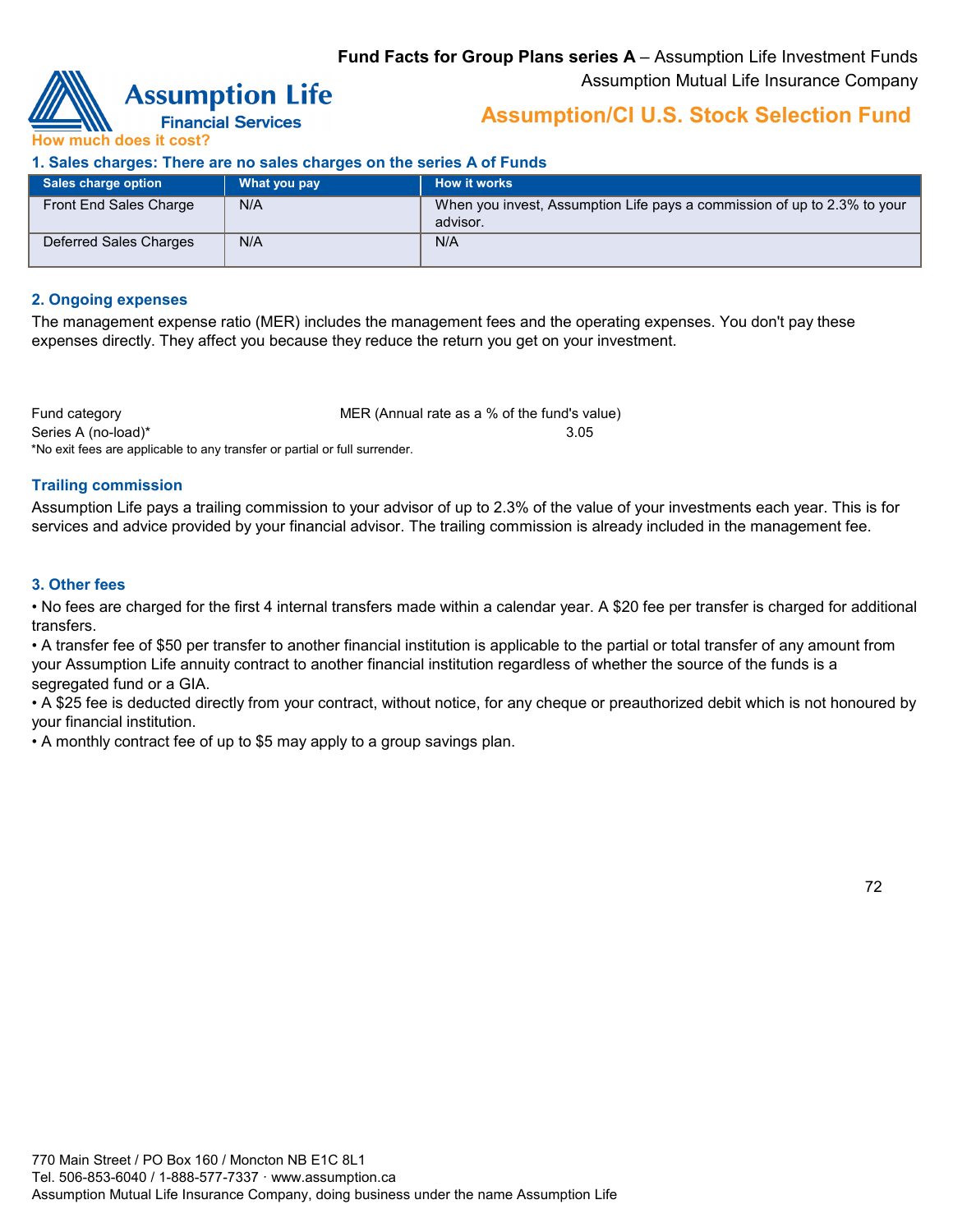## How much does it cost?

### 1. Sales charges: There are no sales charges on the series A of Funds

| Sales charge option | What you pay | How it works |
|---|---|---|
| Front End Sales Charge | N/A | When you invest, Assumption Life pays a commission of up to 2.3% to your advisor. |
| Deferred Sales Charges | N/A | N/A |

### 2. Ongoing expenses

The management expense ratio (MER) includes the management fees and the operating expenses. You don't pay these expenses directly. They affect you because they reduce the return you get on your investment.

| Fund category | MER (Annual rate as a % of the fund's value) |
|---|---|
| Series A (no-load)* | 3.05 |

*No exit fees are applicable to any transfer or partial or full surrender.

### Trailing commission

Assumption Life pays a trailing commission to your advisor of up to 2.3% of the value of your investments each year. This is for services and advice provided by your financial advisor. The trailing commission is already included in the management fee.

### 3. Other fees

- No fees are charged for the first 4 internal transfers made within a calendar year. A $20 fee per transfer is charged for additional transfers.
- A transfer fee of $50 per transfer to another financial institution is applicable to the partial or total transfer of any amount from your Assumption Life annuity contract to another financial institution regardless of whether the source of the funds is a segregated fund or a GIA.
- A $25 fee is deducted directly from your contract, without notice, for any cheque or preauthorized debit which is not honoured by your financial institution.
- A monthly contract fee of up to $5 may apply to a group savings plan.